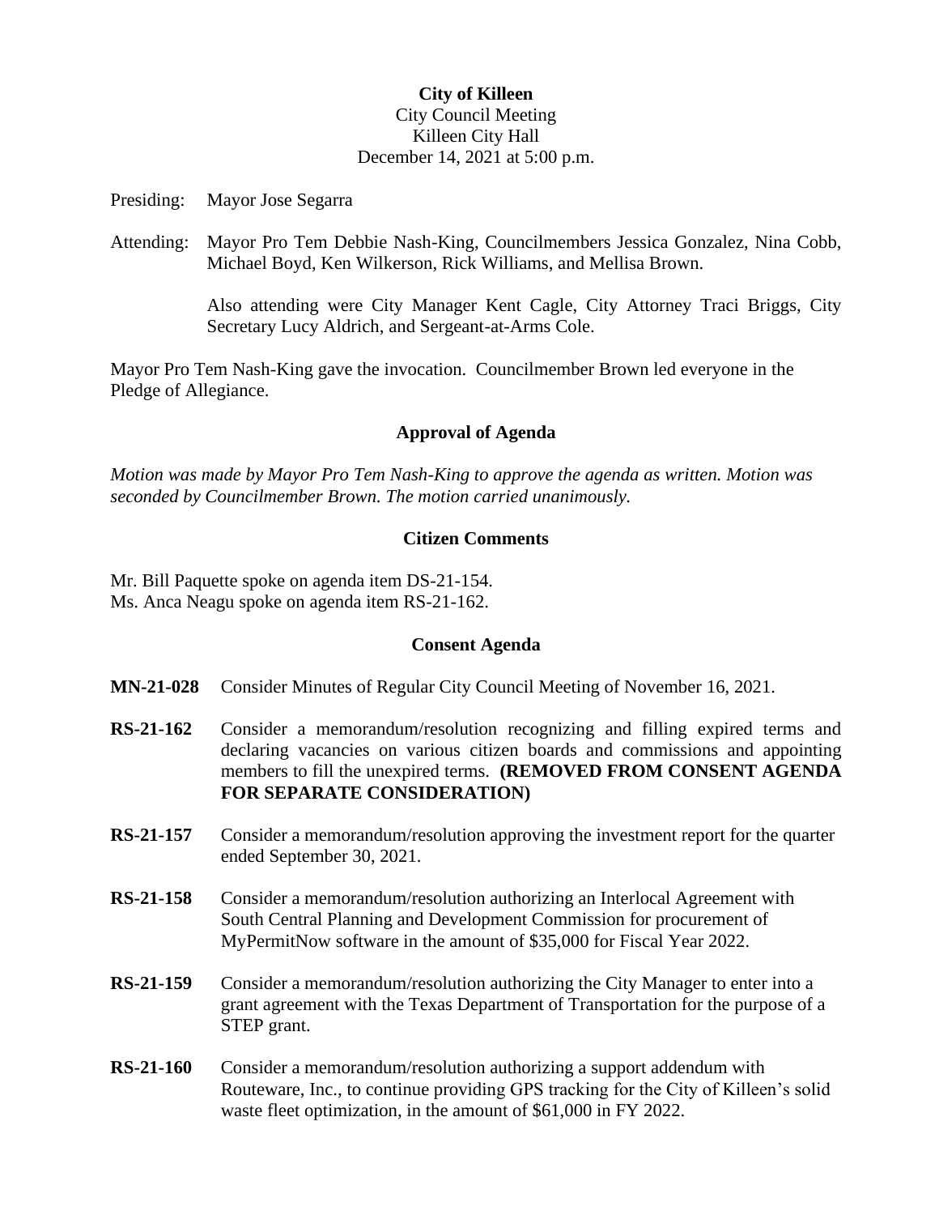**City of Killeen**
City Council Meeting
Killeen City Hall
December 14, 2021 at 5:00 p.m.

Presiding: Mayor Jose Segarra

Attending: Mayor Pro Tem Debbie Nash-King, Councilmembers Jessica Gonzalez, Nina Cobb, Michael Boyd, Ken Wilkerson, Rick Williams, and Mellisa Brown.

Also attending were City Manager Kent Cagle, City Attorney Traci Briggs, City Secretary Lucy Aldrich, and Sergeant-at-Arms Cole.

Mayor Pro Tem Nash-King gave the invocation. Councilmember Brown led everyone in the Pledge of Allegiance.

## Approval of Agenda

*Motion was made by Mayor Pro Tem Nash-King to approve the agenda as written. Motion was seconded by Councilmember Brown. The motion carried unanimously.*

## Citizen Comments

Mr. Bill Paquette spoke on agenda item DS-21-154.
Ms. Anca Neagu spoke on agenda item RS-21-162.

## Consent Agenda

**MN-21-028** Consider Minutes of Regular City Council Meeting of November 16, 2021.

**RS-21-162** Consider a memorandum/resolution recognizing and filling expired terms and declaring vacancies on various citizen boards and commissions and appointing members to fill the unexpired terms. **(REMOVED FROM CONSENT AGENDA FOR SEPARATE CONSIDERATION)**

**RS-21-157** Consider a memorandum/resolution approving the investment report for the quarter ended September 30, 2021.

**RS-21-158** Consider a memorandum/resolution authorizing an Interlocal Agreement with South Central Planning and Development Commission for procurement of MyPermitNow software in the amount of $35,000 for Fiscal Year 2022.

**RS-21-159** Consider a memorandum/resolution authorizing the City Manager to enter into a grant agreement with the Texas Department of Transportation for the purpose of a STEP grant.

**RS-21-160** Consider a memorandum/resolution authorizing a support addendum with Routeware, Inc., to continue providing GPS tracking for the City of Killeen's solid waste fleet optimization, in the amount of $61,000 in FY 2022.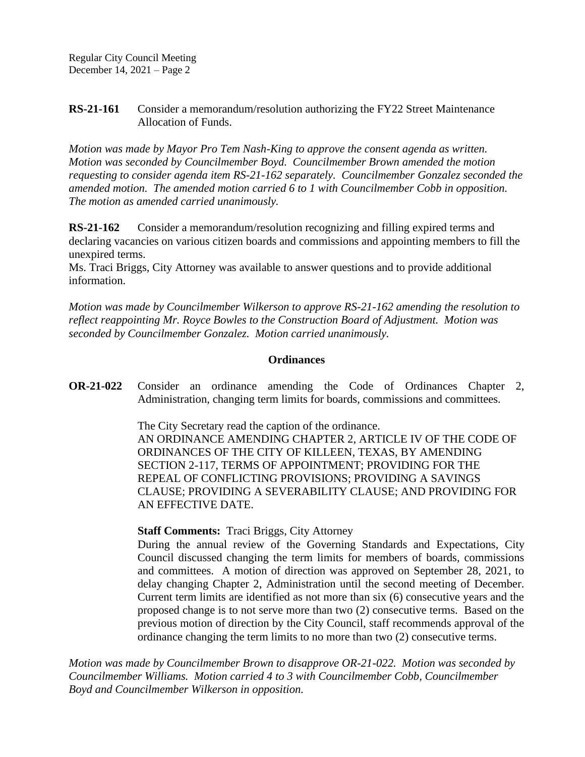**RS-21-161** Consider a memorandum/resolution authorizing the FY22 Street Maintenance Allocation of Funds.

*Motion was made by Mayor Pro Tem Nash-King to approve the consent agenda as written. Motion was seconded by Councilmember Boyd. Councilmember Brown amended the motion requesting to consider agenda item RS-21-162 separately. Councilmember Gonzalez seconded the amended motion. The amended motion carried 6 to 1 with Councilmember Cobb in opposition. The motion as amended carried unanimously.*

**RS-21-162** Consider a memorandum/resolution recognizing and filling expired terms and declaring vacancies on various citizen boards and commissions and appointing members to fill the unexpired terms.

Ms. Traci Briggs, City Attorney was available to answer questions and to provide additional information.

*Motion was made by Councilmember Wilkerson to approve RS-21-162 amending the resolution to reflect reappointing Mr. Royce Bowles to the Construction Board of Adjustment. Motion was seconded by Councilmember Gonzalez. Motion carried unanimously.*

## Ordinances

**OR-21-022** Consider an ordinance amending the Code of Ordinances Chapter 2, Administration, changing term limits for boards, commissions and committees.

The City Secretary read the caption of the ordinance.

AN ORDINANCE AMENDING CHAPTER 2, ARTICLE IV OF THE CODE OF ORDINANCES OF THE CITY OF KILLEEN, TEXAS, BY AMENDING SECTION 2-117, TERMS OF APPOINTMENT; PROVIDING FOR THE REPEAL OF CONFLICTING PROVISIONS; PROVIDING A SAVINGS CLAUSE; PROVIDING A SEVERABILITY CLAUSE; AND PROVIDING FOR AN EFFECTIVE DATE.

**Staff Comments:** Traci Briggs, City Attorney

During the annual review of the Governing Standards and Expectations, City Council discussed changing the term limits for members of boards, commissions and committees. A motion of direction was approved on September 28, 2021, to delay changing Chapter 2, Administration until the second meeting of December. Current term limits are identified as not more than six (6) consecutive years and the proposed change is to not serve more than two (2) consecutive terms. Based on the previous motion of direction by the City Council, staff recommends approval of the ordinance changing the term limits to no more than two (2) consecutive terms.

*Motion was made by Councilmember Brown to disapprove OR-21-022. Motion was seconded by Councilmember Williams. Motion carried 4 to 3 with Councilmember Cobb, Councilmember Boyd and Councilmember Wilkerson in opposition.*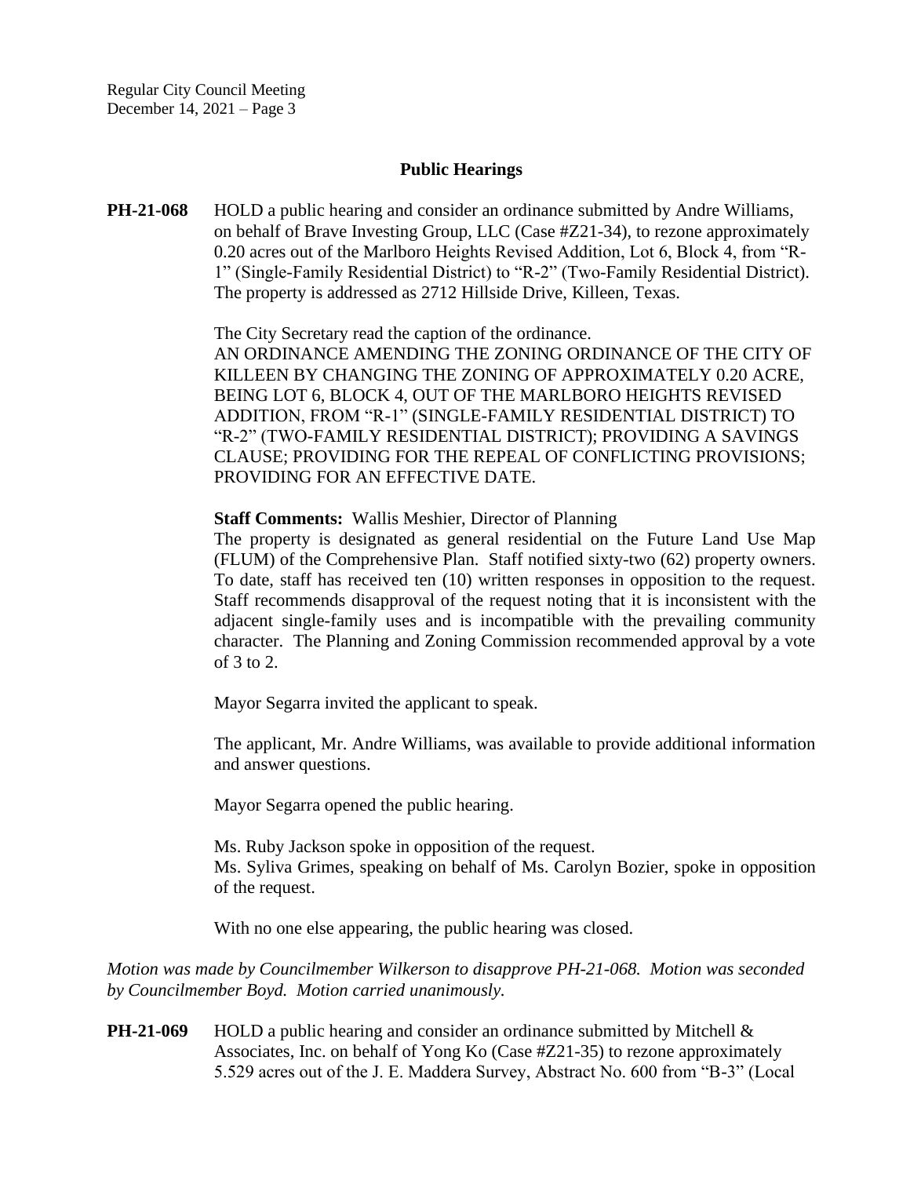## Public Hearings

**PH-21-068** HOLD a public hearing and consider an ordinance submitted by Andre Williams, on behalf of Brave Investing Group, LLC (Case #Z21-34), to rezone approximately 0.20 acres out of the Marlboro Heights Revised Addition, Lot 6, Block 4, from "R-1" (Single-Family Residential District) to "R-2" (Two-Family Residential District). The property is addressed as 2712 Hillside Drive, Killeen, Texas.

The City Secretary read the caption of the ordinance.
AN ORDINANCE AMENDING THE ZONING ORDINANCE OF THE CITY OF KILLEEN BY CHANGING THE ZONING OF APPROXIMATELY 0.20 ACRE, BEING LOT 6, BLOCK 4, OUT OF THE MARLBORO HEIGHTS REVISED ADDITION, FROM "R-1" (SINGLE-FAMILY RESIDENTIAL DISTRICT) TO "R-2" (TWO-FAMILY RESIDENTIAL DISTRICT); PROVIDING A SAVINGS CLAUSE; PROVIDING FOR THE REPEAL OF CONFLICTING PROVISIONS; PROVIDING FOR AN EFFECTIVE DATE.

**Staff Comments:** Wallis Meshier, Director of Planning
The property is designated as general residential on the Future Land Use Map (FLUM) of the Comprehensive Plan. Staff notified sixty-two (62) property owners. To date, staff has received ten (10) written responses in opposition to the request. Staff recommends disapproval of the request noting that it is inconsistent with the adjacent single-family uses and is incompatible with the prevailing community character. The Planning and Zoning Commission recommended approval by a vote of 3 to 2.

Mayor Segarra invited the applicant to speak.

The applicant, Mr. Andre Williams, was available to provide additional information and answer questions.

Mayor Segarra opened the public hearing.

Ms. Ruby Jackson spoke in opposition of the request.
Ms. Syliva Grimes, speaking on behalf of Ms. Carolyn Bozier, spoke in opposition of the request.

With no one else appearing, the public hearing was closed.

*Motion was made by Councilmember Wilkerson to disapprove PH-21-068. Motion was seconded by Councilmember Boyd. Motion carried unanimously.*

**PH-21-069** HOLD a public hearing and consider an ordinance submitted by Mitchell & Associates, Inc. on behalf of Yong Ko (Case #Z21-35) to rezone approximately 5.529 acres out of the J. E. Maddera Survey, Abstract No. 600 from "B-3" (Local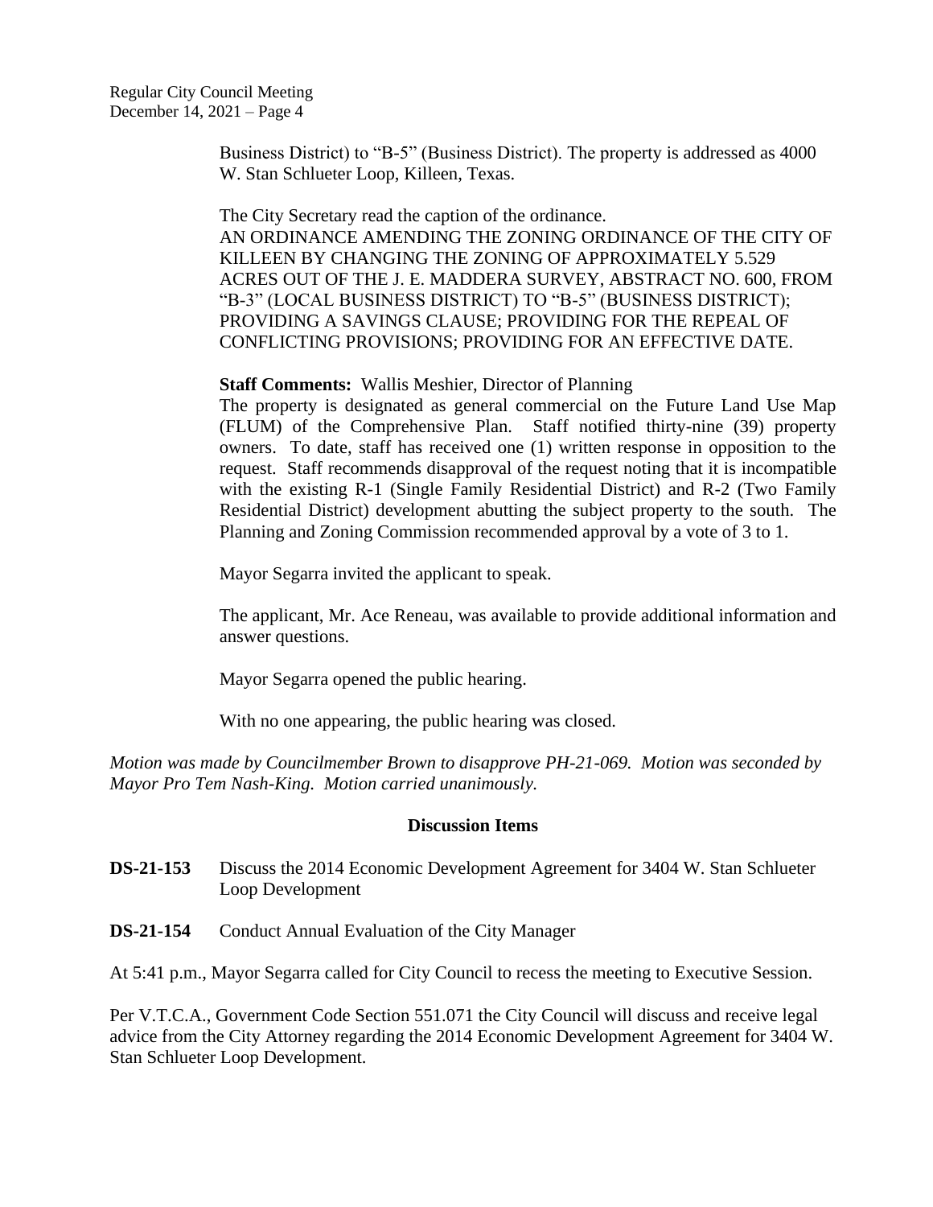Business District) to "B-5" (Business District). The property is addressed as 4000 W. Stan Schlueter Loop, Killeen, Texas.

The City Secretary read the caption of the ordinance.
AN ORDINANCE AMENDING THE ZONING ORDINANCE OF THE CITY OF KILLEEN BY CHANGING THE ZONING OF APPROXIMATELY 5.529 ACRES OUT OF THE J. E. MADDERA SURVEY, ABSTRACT NO. 600, FROM "B-3" (LOCAL BUSINESS DISTRICT) TO "B-5" (BUSINESS DISTRICT); PROVIDING A SAVINGS CLAUSE; PROVIDING FOR THE REPEAL OF CONFLICTING PROVISIONS; PROVIDING FOR AN EFFECTIVE DATE.

**Staff Comments:** Wallis Meshier, Director of Planning
The property is designated as general commercial on the Future Land Use Map (FLUM) of the Comprehensive Plan. Staff notified thirty-nine (39) property owners. To date, staff has received one (1) written response in opposition to the request. Staff recommends disapproval of the request noting that it is incompatible with the existing R-1 (Single Family Residential District) and R-2 (Two Family Residential District) development abutting the subject property to the south. The Planning and Zoning Commission recommended approval by a vote of 3 to 1.

Mayor Segarra invited the applicant to speak.

The applicant, Mr. Ace Reneau, was available to provide additional information and answer questions.

Mayor Segarra opened the public hearing.

With no one appearing, the public hearing was closed.

*Motion was made by Councilmember Brown to disapprove PH-21-069. Motion was seconded by Mayor Pro Tem Nash-King. Motion carried unanimously.*

## Discussion Items

**DS-21-153** Discuss the 2014 Economic Development Agreement for 3404 W. Stan Schlueter Loop Development

**DS-21-154** Conduct Annual Evaluation of the City Manager

At 5:41 p.m., Mayor Segarra called for City Council to recess the meeting to Executive Session.

Per V.T.C.A., Government Code Section 551.071 the City Council will discuss and receive legal advice from the City Attorney regarding the 2014 Economic Development Agreement for 3404 W. Stan Schlueter Loop Development.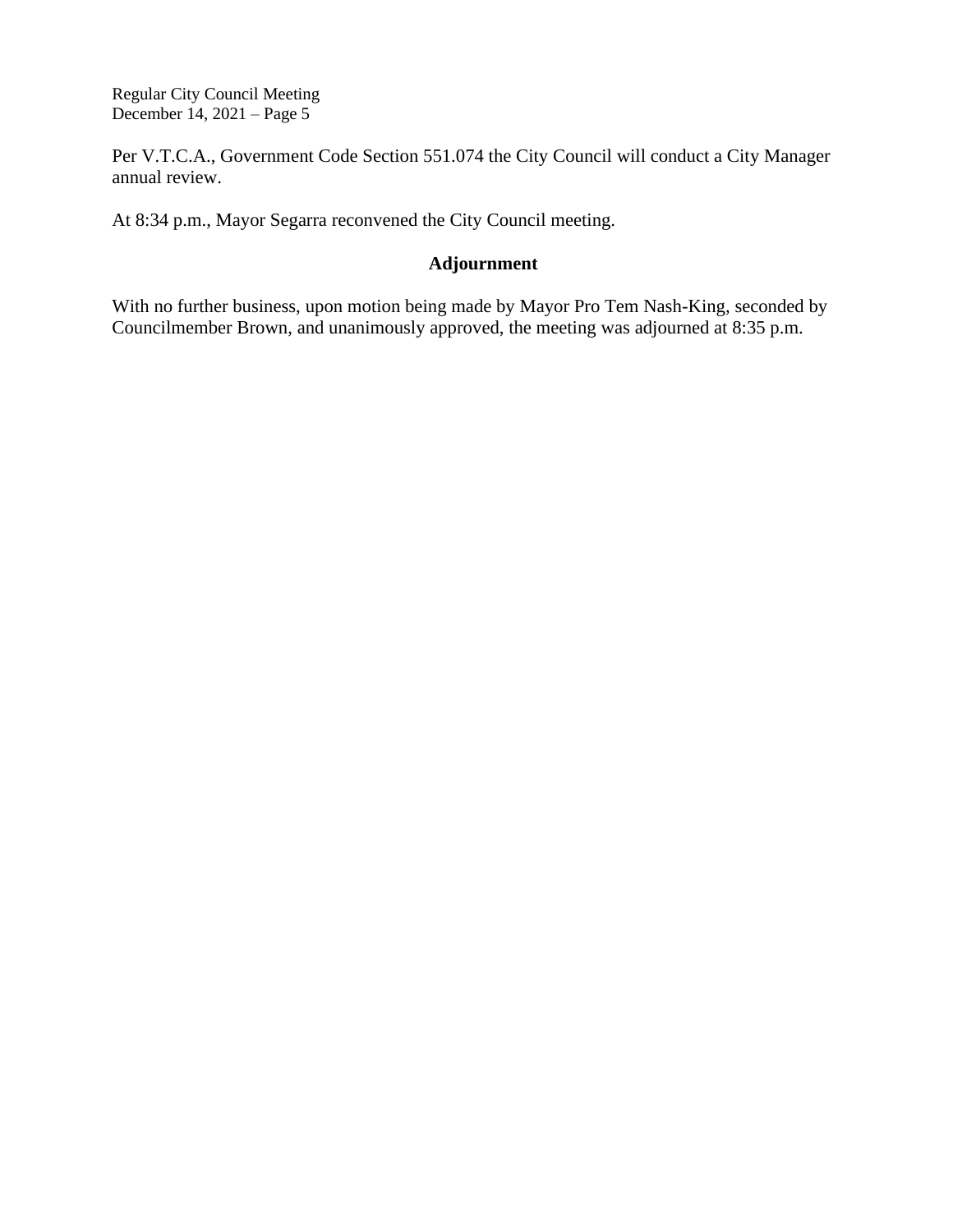Per V.T.C.A., Government Code Section 551.074 the City Council will conduct a City Manager annual review.

At 8:34 p.m., Mayor Segarra reconvened the City Council meeting.

## Adjournment

With no further business, upon motion being made by Mayor Pro Tem Nash-King, seconded by Councilmember Brown, and unanimously approved, the meeting was adjourned at 8:35 p.m.